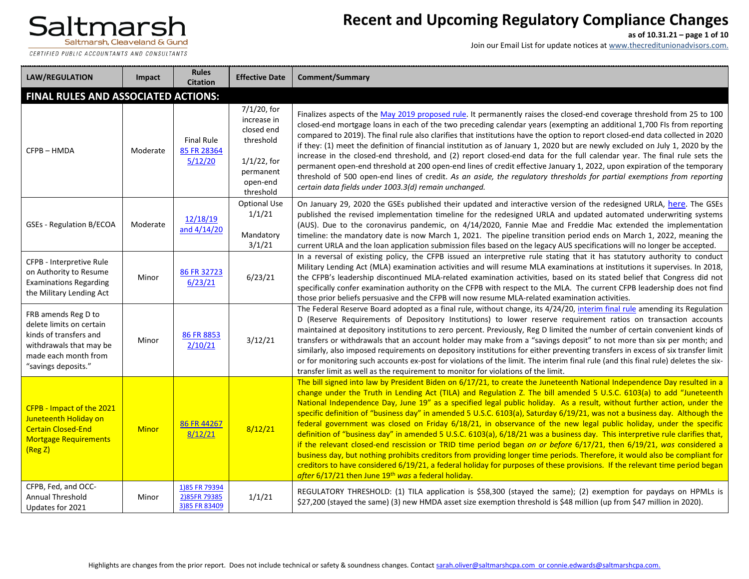# Recent and Upcoming Regulatory Compliance Changes

**as of 10.31.21**

Join our Email List for update notices at www.thecreditunionadvisors.com.

| LAW/REGULATION | Impact | Rules Citation | Effective Date | Comment/Summary |
|---|---|---|---|---|
| **FINAL RULES AND ASSOCIATED ACTIONS:** | | | | |
| CFPB – HMDA | Moderate | Final Rule 85 FR 28364 5/12/20 | 7/1/20, for increase in closed end threshold<br><br>1/1/22, for permanent open-end threshold | Finalizes aspects of the May 2019 proposed rule. It permanently raises the closed-end coverage threshold from 25 to 100 closed-end mortgage loans in each of the two preceding calendar years (exempting an additional 1,700 FIs from reporting compared to 2019). The final rule also clarifies that institutions have the option to report closed-end data collected in 2020 if they: (1) meet the definition of financial institution as of January 1, 2020 but are newly excluded on July 1, 2020 by the increase in the closed-end threshold, and (2) report closed-end data for the full calendar year. The final rule sets the permanent open-end threshold at 200 open-end lines of credit effective January 1, 2022, upon expiration of the temporary threshold of 500 open-end lines of credit. *As an aside, the regulatory thresholds for partial exemptions from reporting certain data fields under 1003.3(d) remain unchanged.* |
| GSEs - Regulation B/ECOA | Moderate | 12/18/19 and 4/14/20 | Optional Use 1/1/21<br><br>Mandatory 3/1/21 | On January 29, 2020 the GSEs published their updated and interactive version of the redesigned URLA, here. The GSEs published the revised implementation timeline for the redesigned URLA and updated automated underwriting systems (AUS). Due to the coronavirus pandemic, on 4/14/2020, Fannie Mae and Freddie Mac extended the implementation timeline: the mandatory date is now March 1, 2021. The pipeline transition period ends on March 1, 2022, meaning the current URLA and the loan application submission files based on the legacy AUS specifications will no longer be accepted. |
| CFPB - Interpretive Rule on Authority to Resume Examinations Regarding the Military Lending Act | Minor | 86 FR 32723 6/23/21 | 6/23/21 | In a reversal of existing policy, the CFPB issued an interpretive rule stating that it has statutory authority to conduct Military Lending Act (MLA) examination activities and will resume MLA examinations at institutions it supervises. In 2018, the CFPB's leadership discontinued MLA-related examination activities, based on its stated belief that Congress did not specifically confer examination authority on the CFPB with respect to the MLA. The current CFPB leadership does not find those prior beliefs persuasive and the CFPB will now resume MLA-related examination activities. |
| FRB amends Reg D to delete limits on certain kinds of transfers and withdrawals that may be made each month from "savings deposits." | Minor | 86 FR 8853 2/10/21 | 3/12/21 | The Federal Reserve Board adopted as a final rule, without change, its 4/24/20, interim final rule amending its Regulation D (Reserve Requirements of Depository Institutions) to lower reserve requirement ratios on transaction accounts maintained at depository institutions to zero percent. Previously, Reg D limited the number of certain convenient kinds of transfers or withdrawals that an account holder may make from a "savings deposit" to not more than six per month; and similarly, also imposed requirements on depository institutions for either preventing transfers in excess of six transfer limit or for monitoring such accounts ex-post for violations of the limit. The interim final rule (and this final rule) deletes the six-transfer limit as well as the requirement to monitor for violations of the limit. |
| CFPB - Impact of the 2021 Juneteenth Holiday on Certain Closed-End Mortgage Requirements (Reg Z) | Minor | 86 FR 44267 8/12/21 | 8/12/21 | The bill signed into law by President Biden on 6/17/21, to create the Juneteenth National Independence Day resulted in a change under the Truth in Lending Act (TILA) and Regulation Z. The bill amended 5 U.S.C. 6103(a) to add "Juneteenth National Independence Day, June 19" as a specified legal public holiday. As a result, without further action, under the specific definition of "business day" in amended 5 U.S.C. 6103(a), Saturday 6/19/21, was not a business day. Although the federal government was closed on Friday 6/18/21, in observance of the new legal public holiday, under the specific definition of "business day" in amended 5 U.S.C. 6103(a), 6/18/21 was a business day. This interpretive rule clarifies that, if the relevant closed-end rescission or TRID time period began *on or before* 6/17/21, then 6/19/21, *was* considered a business day, but nothing prohibits creditors from providing longer time periods. Therefore, it would also be compliant for creditors to have considered 6/19/21, a federal holiday for purposes of these provisions. If the relevant time period began *after* 6/17/21 then June 19th *was* a federal holiday. |
| CFPB, Fed, and OCC- Annual Threshold Updates for 2021 | Minor | 1)85 FR 79394<br>2)85FR 79385<br>3)85 FR 83409 | 1/1/21 | REGULATORY THRESHOLD: (1) TILA application is $58,300 (stayed the same); (2) exemption for paydays on HPMLs is $27,200 (stayed the same) (3) new HMDA asset size exemption threshold is $48 million (up from $47 million in 2020). |

Highlights are changes from the prior report. Does not include technical or safety & soundness changes. Contact sarah.oliver@saltmarshcpa.com or connie.edwards@saltmarshcpa.com.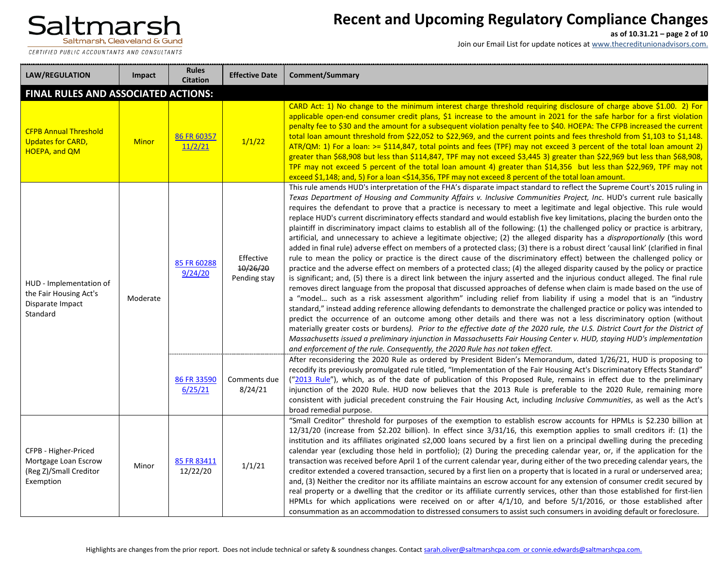| LAW/REGULATION | Impact | Rules Citation | Effective Date | Comment/Summary |
|---|---|---|---|---|
| **FINAL RULES AND ASSOCIATED ACTIONS:** | | | | |
| CFPB Annual Threshold Updates for CARD, HOEPA, and QM | Minor | 86 FR 60357 11/2/21 | 1/1/22 | CARD Act: 1) No change to the minimum interest charge threshold requiring disclosure of charge above $1.00. 2) For applicable open-end consumer credit plans, $1 increase to the amount in 2021 for the safe harbor for a first violation penalty fee to $30 and the amount for a subsequent violation penalty fee to $40. HOEPA: The CFPB increased the current total loan amount threshold from $22,052 to $22,969, and the current points and fees threshold from $1,103 to $1,148. ATR/QM: 1) For a loan: >= $114,847, total points and fees (TPF) may not exceed 3 percent of the total loan amount 2) greater than $68,908 but less than $114,847, TPF may not exceed $3,445 3) greater than $22,969 but less than $68,908, TPF may not exceed 5 percent of the total loan amount 4) greater than $14,356 but less than $22,969, TPF may not exceed $1,148; and, 5) For a loan <$14,356, TPF may not exceed 8 percent of the total loan amount. |
| HUD - Implementation of the Fair Housing Act's Disparate Impact Standard | Moderate | 85 FR 60288 9/24/20 | Effective ~~10/26/20~~ Pending stay | This rule amends HUD's interpretation of the FHA's disparate impact standard to reflect the Supreme Court's 2015 ruling in *Texas Department of Housing and Community Affairs v. Inclusive Communities Project, Inc*. HUD's current rule basically requires the defendant to prove that a practice is necessary to meet a legitimate and legal objective. This rule would replace HUD's current discriminatory effects standard and would establish five key limitations, placing the burden onto the plaintiff in discriminatory impact claims to establish all of the following: (1) the challenged policy or practice is arbitrary, artificial, and unnecessary to achieve a legitimate objective; (2) the alleged disparity has a *disproportionally* (this word added in final rule) adverse effect on members of a protected class; (3) there is a robust direct 'causal link' (clarified in final rule to mean the policy or practice is the direct cause of the discriminatory effect) between the challenged policy or practice and the adverse effect on members of a protected class; (4) the alleged disparity caused by the policy or practice is significant; and, (5) there is a direct link between the injury asserted and the injurious conduct alleged. The final rule removes direct language from the proposal that discussed approaches of defense when claim is made based on the use of a "model… such as a risk assessment algorithm" including relief from liability if using a model that is an "industry standard," instead adding reference allowing defendants to demonstrate the challenged practice or policy was intended to predict the occurrence of an outcome among other details and there was not a less discriminatory option (without materially greater costs or burdens). *Prior to the effective date of the 2020 rule, the U.S. District Court for the District of Massachusetts issued a preliminary injunction in Massachusetts Fair Housing Center v. HUD, staying HUD's implementation and enforcement of the rule. Consequently, the 2020 Rule has not taken effect.* |
| | | 86 FR 33590 6/25/21 | Comments due 8/24/21 | After reconsidering the 2020 Rule as ordered by President Biden's Memorandum, dated 1/26/21, HUD is proposing to recodify its previously promulgated rule titled, "Implementation of the Fair Housing Act's Discriminatory Effects Standard" ("2013 Rule"), which, as of the date of publication of this Proposed Rule, remains in effect due to the preliminary injunction of the 2020 Rule. HUD now believes that the 2013 Rule is preferable to the 2020 Rule, remaining more consistent with judicial precedent construing the Fair Housing Act, including *Inclusive Communities*, as well as the Act's broad remedial purpose. |
| CFPB - Higher-Priced Mortgage Loan Escrow (Reg Z)/Small Creditor Exemption | Minor | 85 FR 83411 12/22/20 | 1/1/21 | "Small Creditor" threshold for purposes of the exemption to establish escrow accounts for HPMLs is $2.230 billion at 12/31/20 (increase from $2.202 billion). In effect since 3/31/16, this exemption applies to small creditors if: (1) the institution and its affiliates originated ≤2,000 loans secured by a first lien on a principal dwelling during the preceding calendar year (excluding those held in portfolio); (2) During the preceding calendar year, or, if the application for the transaction was received before April 1 of the current calendar year, during either of the two preceding calendar years, the creditor extended a covered transaction, secured by a first lien on a property that is located in a rural or underserved area; and, (3) Neither the creditor nor its affiliate maintains an escrow account for any extension of consumer credit secured by real property or a dwelling that the creditor or its affiliate currently services, other than those established for first-lien HPMLs for which applications were received on or after 4/1/10, and before 5/1/2016, or those established after consummation as an accommodation to distressed consumers to assist such consumers in avoiding default or foreclosure. |

Highlights are changes from the prior report. Does not include technical or safety & soundness changes. Contact sarah.oliver@saltmarshcpa.com or connie.edwards@saltmarshcpa.com.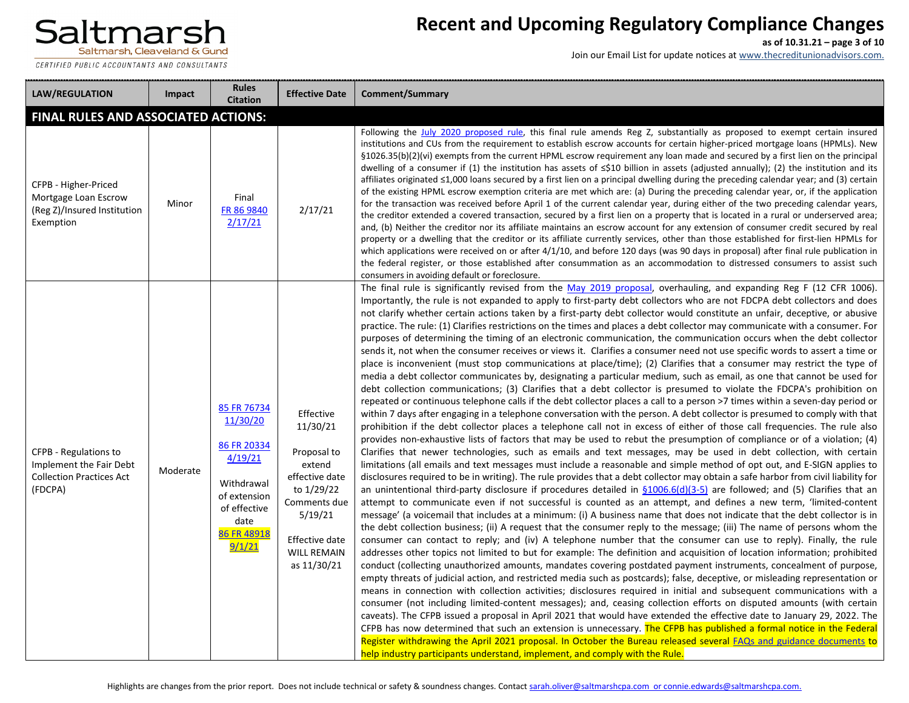| LAW/REGULATION | Impact | Rules Citation | Effective Date | Comment/Summary |
|---|---|---|---|---|
| **FINAL RULES AND ASSOCIATED ACTIONS:** | | | | |
| CFPB - Higher-Priced Mortgage Loan Escrow (Reg Z)/Insured Institution Exemption | Minor | Final FR 86 9840 2/17/21 | 2/17/21 | Following the July 2020 proposed rule, this final rule amends Reg Z, substantially as proposed to exempt certain insured institutions and CUs from the requirement to establish escrow accounts for certain higher-priced mortgage loans (HPMLs). New §1026.35(b)(2)(vi) exempts from the current HPML escrow requirement any loan made and secured by a first lien on the principal dwelling of a consumer if (1) the institution has assets of ≤$10 billion in assets (adjusted annually); (2) the institution and its affiliates originated ≤1,000 loans secured by a first lien on a principal dwelling during the preceding calendar year; and (3) certain of the existing HPML escrow exemption criteria are met which are: (a) During the preceding calendar year, or, if the application for the transaction was received before April 1 of the current calendar year, during either of the two preceding calendar years, the creditor extended a covered transaction, secured by a first lien on a property that is located in a rural or underserved area; and, (b) Neither the creditor nor its affiliate maintains an escrow account for any extension of consumer credit secured by real property or a dwelling that the creditor or its affiliate currently services, other than those established for first-lien HPMLs for which applications were received on or after 4/1/10, and before 120 days (was 90 days in proposal) after final rule publication in the federal register, or those established after consummation as an accommodation to distressed consumers to assist such consumers in avoiding default or foreclosure. |
| CFPB - Regulations to Implement the Fair Debt Collection Practices Act (FDCPA) | Moderate | 85 FR 76734 11/30/20<br><br>86 FR 20334 4/19/21<br><br>Withdrawal of extension of effective date 86 FR 48918 9/1/21 | Effective 11/30/21<br><br>Proposal to extend effective date to 1/29/22 Comments due 5/19/21<br><br>Effective date WILL REMAIN as 11/30/21 | The final rule is significantly revised from the May 2019 proposal, overhauling, and expanding Reg F (12 CFR 1006). Importantly, the rule is not expanded to apply to first-party debt collectors who are not FDCPA debt collectors and does not clarify whether certain actions taken by a first-party debt collector would constitute an unfair, deceptive, or abusive practice. The rule: (1) Clarifies restrictions on the times and places a debt collector may communicate with a consumer. For purposes of determining the timing of an electronic communication, the communication occurs when the debt collector sends it, not when the consumer receives or views it. Clarifies a consumer need not use specific words to assert a time or place is inconvenient (must stop communications at place/time); (2) Clarifies that a consumer may restrict the type of media a debt collector communicates by, designating a particular medium, such as email, as one that cannot be used for debt collection communications; (3) Clarifies that a debt collector is presumed to violate the FDCPA's prohibition on repeated or continuous telephone calls if the debt collector places a call to a person >7 times within a seven-day period or within 7 days after engaging in a telephone conversation with the person. A debt collector is presumed to comply with that prohibition if the debt collector places a telephone call not in excess of either of those call frequencies. The rule also provides non-exhaustive lists of factors that may be used to rebut the presumption of compliance or of a violation; (4) Clarifies that newer technologies, such as emails and text messages, may be used in debt collection, with certain limitations (all emails and text messages must include a reasonable and simple method of opt out, and E-SIGN applies to disclosures required to be in writing). The rule provides that a debt collector may obtain a safe harbor from civil liability for an unintentional third-party disclosure if procedures detailed in §1006.6(d)(3-5) are followed; and (5) Clarifies that an attempt to communicate even if not successful is counted as an attempt, and defines a new term, 'limited-content message' (a voicemail that includes at a minimum: (i) A business name that does not indicate that the debt collector is in the debt collection business; (ii) A request that the consumer reply to the message; (iii) The name of persons whom the consumer can contact to reply; and (iv) A telephone number that the consumer can use to reply). Finally, the rule addresses other topics not limited to but for example: The definition and acquisition of location information; prohibited conduct (collecting unauthorized amounts, mandates covering postdated payment instruments, concealment of purpose, empty threats of judicial action, and restricted media such as postcards); false, deceptive, or misleading representation or means in connection with collection activities; disclosures required in initial and subsequent communications with a consumer (not including limited-content messages); and, ceasing collection efforts on disputed amounts (with certain caveats). The CFPB issued a proposal in April 2021 that would have extended the effective date to January 29, 2022. The CFPB has now determined that such an extension is unnecessary. The CFPB has published a formal notice in the Federal Register withdrawing the April 2021 proposal. In October the Bureau released several FAQs and guidance documents to help industry participants understand, implement, and comply with the Rule. |

Highlights are changes from the prior report. Does not include technical or safety & soundness changes. Contact sarah.oliver@saltmarshcpa.com or connie.edwards@saltmarshcpa.com.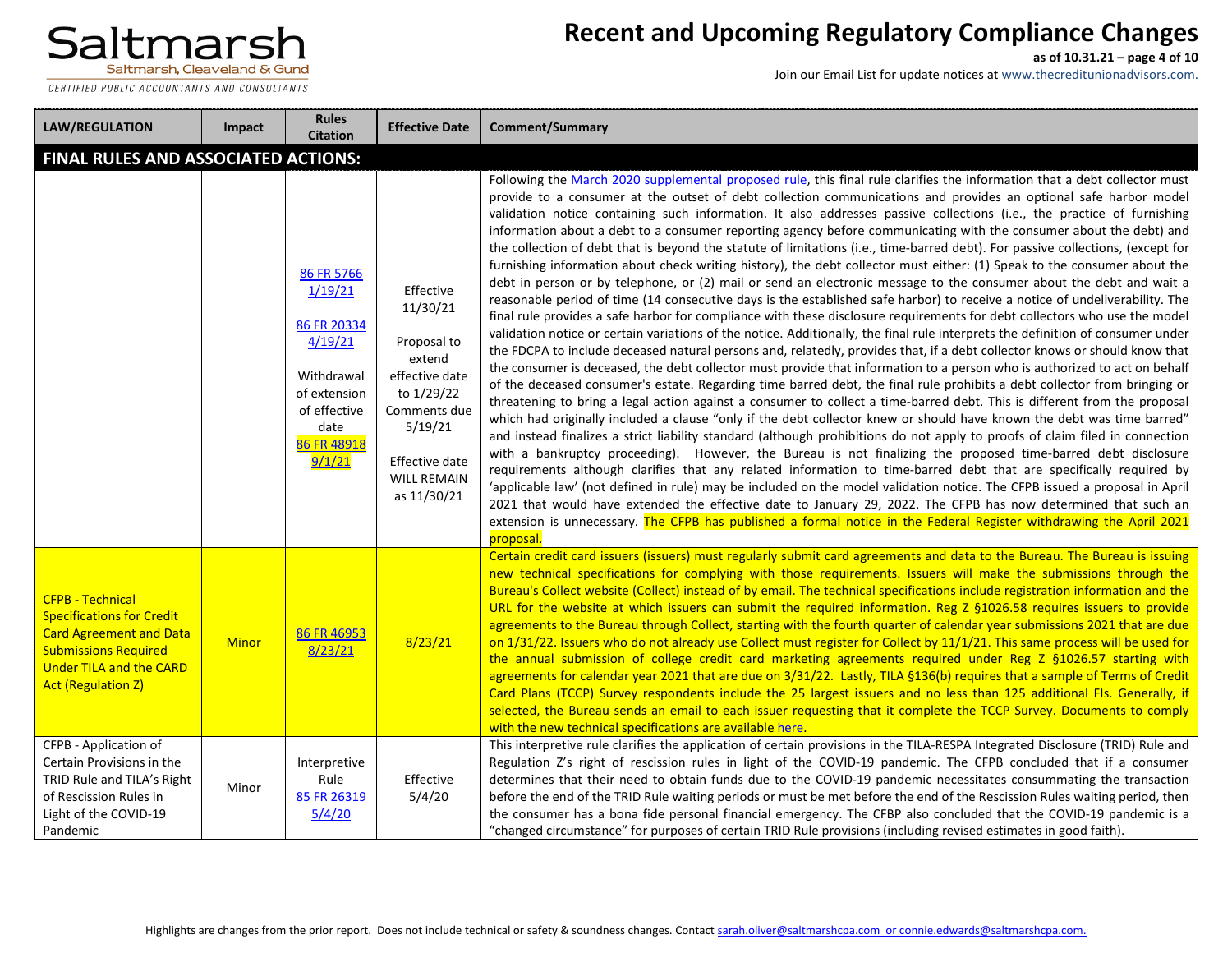| LAW/REGULATION | Impact | Rules Citation | Effective Date | Comment/Summary |
|---|---|---|---|---|
| **FINAL RULES AND ASSOCIATED ACTIONS:** | | | | |
| | | 86 FR 5766 1/19/21<br><br>86 FR 20334 4/19/21<br><br>Withdrawal of extension of effective date 86 FR 48918 9/1/21 | Effective 11/30/21<br><br>Proposal to extend effective date to 1/29/22 Comments due 5/19/21<br><br>Effective date WILL REMAIN as 11/30/21 | Following the March 2020 supplemental proposed rule, this final rule clarifies the information that a debt collector must provide to a consumer at the outset of debt collection communications and provides an optional safe harbor model validation notice containing such information. It also addresses passive collections (i.e., the practice of furnishing information about a debt to a consumer reporting agency before communicating with the consumer about the debt) and the collection of debt that is beyond the statute of limitations (i.e., time-barred debt). For passive collections, (except for furnishing information about check writing history), the debt collector must either: (1) Speak to the consumer about the debt in person or by telephone, or (2) mail or send an electronic message to the consumer about the debt and wait a reasonable period of time (14 consecutive days is the established safe harbor) to receive a notice of undeliverability. The final rule provides a safe harbor for compliance with these disclosure requirements for debt collectors who use the model validation notice or certain variations of the notice. Additionally, the final rule interprets the definition of consumer under the FDCPA to include deceased natural persons and, relatedly, provides that, if a debt collector knows or should know that the consumer is deceased, the debt collector must provide that information to a person who is authorized to act on behalf of the deceased consumer's estate. Regarding time barred debt, the final rule prohibits a debt collector from bringing or threatening to bring a legal action against a consumer to collect a time-barred debt. This is different from the proposal which had originally included a clause "only if the debt collector knew or should have known the debt was time barred" and instead finalizes a strict liability standard (although prohibitions do not apply to proofs of claim filed in connection with a bankruptcy proceeding). However, the Bureau is not finalizing the proposed time-barred debt disclosure requirements although clarifies that any related information to time-barred debt that are specifically required by 'applicable law' (not defined in rule) may be included on the model validation notice. The CFPB issued a proposal in April 2021 that would have extended the effective date to January 29, 2022. The CFPB has now determined that such an extension is unnecessary. The CFPB has published a formal notice in the Federal Register withdrawing the April 2021 proposal. |
| CFPB - Technical Specifications for Credit Card Agreement and Data Submissions Required Under TILA and the CARD Act (Regulation Z) | Minor | 86 FR 46953 8/23/21 | 8/23/21 | Certain credit card issuers (issuers) must regularly submit card agreements and data to the Bureau. The Bureau is issuing new technical specifications for complying with those requirements. Issuers will make the submissions through the Bureau's Collect website (Collect) instead of by email. The technical specifications include registration information and the URL for the website at which issuers can submit the required information. Reg Z §1026.58 requires issuers to provide agreements to the Bureau through Collect, starting with the fourth quarter of calendar year submissions 2021 that are due on 1/31/22. Issuers who do not already use Collect must register for Collect by 11/1/21. This same process will be used for the annual submission of college credit card marketing agreements required under Reg Z §1026.57 starting with agreements for calendar year 2021 that are due on 3/31/22. Lastly, TILA §136(b) requires that a sample of Terms of Credit Card Plans (TCCP) Survey respondents include the 25 largest issuers and no less than 125 additional FIs. Generally, if selected, the Bureau sends an email to each issuer requesting that it complete the TCCP Survey. Documents to comply with the new technical specifications are available here. |
| CFPB - Application of Certain Provisions in the TRID Rule and TILA's Right of Rescission Rules in Light of the COVID-19 Pandemic | Minor | Interpretive Rule 85 FR 26319 5/4/20 | Effective 5/4/20 | This interpretive rule clarifies the application of certain provisions in the TILA-RESPA Integrated Disclosure (TRID) Rule and Regulation Z's right of rescission rules in light of the COVID-19 pandemic. The CFPB concluded that if a consumer determines that their need to obtain funds due to the COVID-19 pandemic necessitates consummating the transaction before the end of the TRID Rule waiting periods or must be met before the end of the Rescission Rules waiting period, then the consumer has a bona fide personal financial emergency. The CFBP also concluded that the COVID-19 pandemic is a "changed circumstance" for purposes of certain TRID Rule provisions (including revised estimates in good faith). |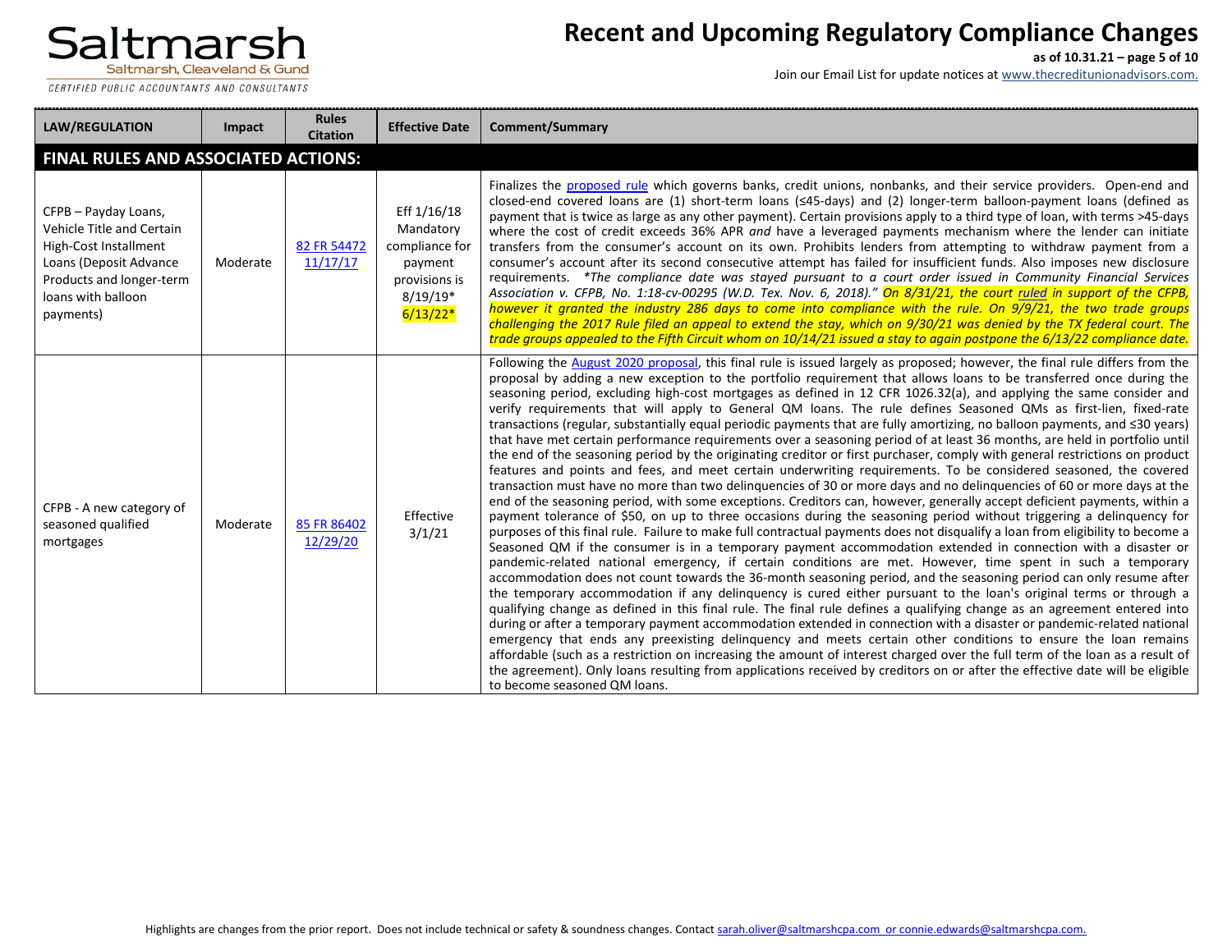| LAW/REGULATION | Impact | Rules Citation | Effective Date | Comment/Summary |
|---|---|---|---|---|
| **FINAL RULES AND ASSOCIATED ACTIONS:** | | | | |
| CFPB – Payday Loans, Vehicle Title and Certain High-Cost Installment Loans (Deposit Advance Products and longer-term loans with balloon payments) | Moderate | 82 FR 54472 11/17/17 | Eff 1/16/18 Mandatory compliance for payment provisions is 8/19/19* 6/13/22* | Finalizes the proposed rule which governs banks, credit unions, nonbanks, and their service providers. Open-end and closed-end covered loans are (1) short-term loans (≤45-days) and (2) longer-term balloon-payment loans (defined as payment that is twice as large as any other payment). Certain provisions apply to a third type of loan, with terms >45-days where the cost of credit exceeds 36% APR *and* have a leveraged payments mechanism where the lender can initiate transfers from the consumer's account on its own. Prohibits lenders from attempting to withdraw payment from a consumer's account after its second consecutive attempt has failed for insufficient funds. Also imposes new disclosure requirements. *\*The compliance date was stayed pursuant to a court order issued in Community Financial Services Association v. CFPB, No. 1:18-cv-00295 (W.D. Tex. Nov. 6, 2018)." On 8/31/21, the court ruled in support of the CFPB, however it granted the industry 286 days to come into compliance with the rule. On 9/9/21, the two trade groups challenging the 2017 Rule filed an appeal to extend the stay, which on 9/30/21 was denied by the TX federal court. The trade groups appealed to the Fifth Circuit whom on 10/14/21 issued a stay to again postpone the 6/13/22 compliance date.* |
| CFPB - A new category of seasoned qualified mortgages | Moderate | 85 FR 86402 12/29/20 | Effective 3/1/21 | Following the August 2020 proposal, this final rule is issued largely as proposed; however, the final rule differs from the proposal by adding a new exception to the portfolio requirement that allows loans to be transferred once during the seasoning period, excluding high-cost mortgages as defined in 12 CFR 1026.32(a), and applying the same consider and verify requirements that will apply to General QM loans. The rule defines Seasoned QMs as first-lien, fixed-rate transactions (regular, substantially equal periodic payments that are fully amortizing, no balloon payments, and ≤30 years) that have met certain performance requirements over a seasoning period of at least 36 months, are held in portfolio until the end of the seasoning period by the originating creditor or first purchaser, comply with general restrictions on product features and points and fees, and meet certain underwriting requirements. To be considered seasoned, the covered transaction must have no more than two delinquencies of 30 or more days and no delinquencies of 60 or more days at the end of the seasoning period, with some exceptions. Creditors can, however, generally accept deficient payments, within a payment tolerance of $50, on up to three occasions during the seasoning period without triggering a delinquency for purposes of this final rule. Failure to make full contractual payments does not disqualify a loan from eligibility to become a Seasoned QM if the consumer is in a temporary payment accommodation extended in connection with a disaster or pandemic-related national emergency, if certain conditions are met. However, time spent in such a temporary accommodation does not count towards the 36-month seasoning period, and the seasoning period can only resume after the temporary accommodation if any delinquency is cured either pursuant to the loan's original terms or through a qualifying change as defined in this final rule. The final rule defines a qualifying change as an agreement entered into during or after a temporary payment accommodation extended in connection with a disaster or pandemic-related national emergency that ends any preexisting delinquency and meets certain other conditions to ensure the loan remains affordable (such as a restriction on increasing the amount of interest charged over the full term of the loan as a result of the agreement). Only loans resulting from applications received by creditors on or after the effective date will be eligible to become seasoned QM loans. |

Highlights are changes from the prior report. Does not include technical or safety & soundness changes. Contact sarah.oliver@saltmarshcpa.com or connie.edwards@saltmarshcpa.com.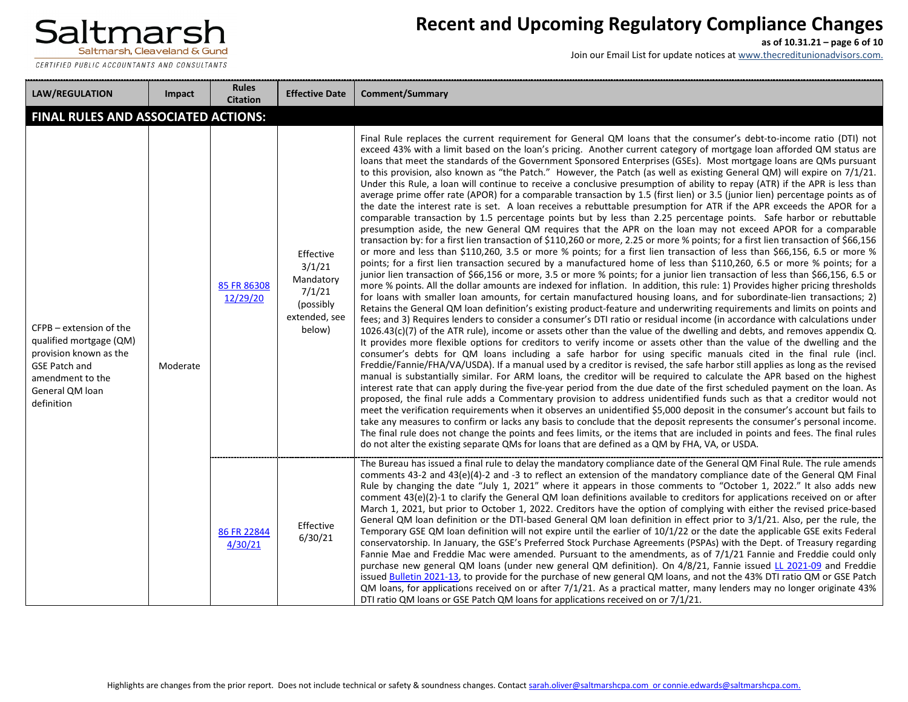| LAW/REGULATION | Impact | Rules Citation | Effective Date | Comment/Summary |
|---|---|---|---|---|
| **FINAL RULES AND ASSOCIATED ACTIONS:** | | | | |
| CFPB – extension of the qualified mortgage (QM) provision known as the GSE Patch and amendment to the General QM loan definition | Moderate | 85 FR 86308 12/29/20 | Effective 3/1/21 Mandatory 7/1/21 (possibly extended, see below) | Final Rule replaces the current requirement for General QM loans that the consumer's debt-to-income ratio (DTI) not exceed 43% with a limit based on the loan's pricing. Another current category of mortgage loan afforded QM status are loans that meet the standards of the Government Sponsored Enterprises (GSEs). Most mortgage loans are QMs pursuant to this provision, also known as "the Patch." However, the Patch (as well as existing General QM) will expire on 7/1/21. Under this Rule, a loan will continue to receive a conclusive presumption of ability to repay (ATR) if the APR is less than average prime offer rate (APOR) for a comparable transaction by 1.5 (first lien) or 3.5 (junior lien) percentage points as of the date the interest rate is set. A loan receives a rebuttable presumption for ATR if the APR exceeds the APOR for a comparable transaction by 1.5 percentage points but by less than 2.25 percentage points. Safe harbor or rebuttable presumption aside, the new General QM requires that the APR on the loan may not exceed APOR for a comparable transaction by: for a first lien transaction of $110,260 or more, 2.25 or more % points; for a first lien transaction of $66,156 or more and less than $110,260, 3.5 or more % points; for a first lien transaction of less than $66,156, 6.5 or more % points; for a first lien transaction secured by a manufactured home of less than $110,260, 6.5 or more % points; for a junior lien transaction of $66,156 or more, 3.5 or more % points; for a junior lien transaction of less than $66,156, 6.5 or more % points. All the dollar amounts are indexed for inflation. In addition, this rule: 1) Provides higher pricing thresholds for loans with smaller loan amounts, for certain manufactured housing loans, and for subordinate-lien transactions; 2) Retains the General QM loan definition's existing product-feature and underwriting requirements and limits on points and fees; and 3) Requires lenders to consider a consumer's DTI ratio or residual income (in accordance with calculations under 1026.43(c)(7) of the ATR rule), income or assets other than the value of the dwelling and debts, and removes appendix Q. It provides more flexible options for creditors to verify income or assets other than the value of the dwelling and the consumer's debts for QM loans including a safe harbor for using specific manuals cited in the final rule (incl. Freddie/Fannie/FHA/VA/USDA). If a manual used by a creditor is revised, the safe harbor still applies as long as the revised manual is substantially similar. For ARM loans, the creditor will be required to calculate the APR based on the highest interest rate that can apply during the five-year period from the due date of the first scheduled payment on the loan. As proposed, the final rule adds a Commentary provision to address unidentified funds such as that a creditor would not meet the verification requirements when it observes an unidentified $5,000 deposit in the consumer's account but fails to take any measures to confirm or lacks any basis to conclude that the deposit represents the consumer's personal income. The final rule does not change the points and fees limits, or the items that are included in points and fees. The final rules do not alter the existing separate QMs for loans that are defined as a QM by FHA, VA, or USDA. |
| | | 86 FR 22844 4/30/21 | Effective 6/30/21 | The Bureau has issued a final rule to delay the mandatory compliance date of the General QM Final Rule. The rule amends comments 43-2 and 43(e)(4)-2 and -3 to reflect an extension of the mandatory compliance date of the General QM Final Rule by changing the date "July 1, 2021" where it appears in those comments to "October 1, 2022." It also adds new comment 43(e)(2)-1 to clarify the General QM loan definitions available to creditors for applications received on or after March 1, 2021, but prior to October 1, 2022. Creditors have the option of complying with either the revised price-based General QM loan definition or the DTI-based General QM loan definition in effect prior to 3/1/21. Also, per the rule, the Temporary GSE QM loan definition will not expire until the earlier of 10/1/22 or the date the applicable GSE exits Federal conservatorship. In January, the GSE's Preferred Stock Purchase Agreements (PSPAs) with the Dept. of Treasury regarding Fannie Mae and Freddie Mac were amended. Pursuant to the amendments, as of 7/1/21 Fannie and Freddie could only purchase new general QM loans (under new general QM definition). On 4/8/21, Fannie issued LL 2021-09 and Freddie issued Bulletin 2021-13, to provide for the purchase of new general QM loans, and not the 43% DTI ratio QM or GSE Patch QM loans, for applications received on or after 7/1/21. As a practical matter, many lenders may no longer originate 43% DTI ratio QM loans or GSE Patch QM loans for applications received on or 7/1/21. |

Highlights are changes from the prior report. Does not include technical or safety & soundness changes. Contact sarah.oliver@saltmarshcpa.com or connie.edwards@saltmarshcpa.com.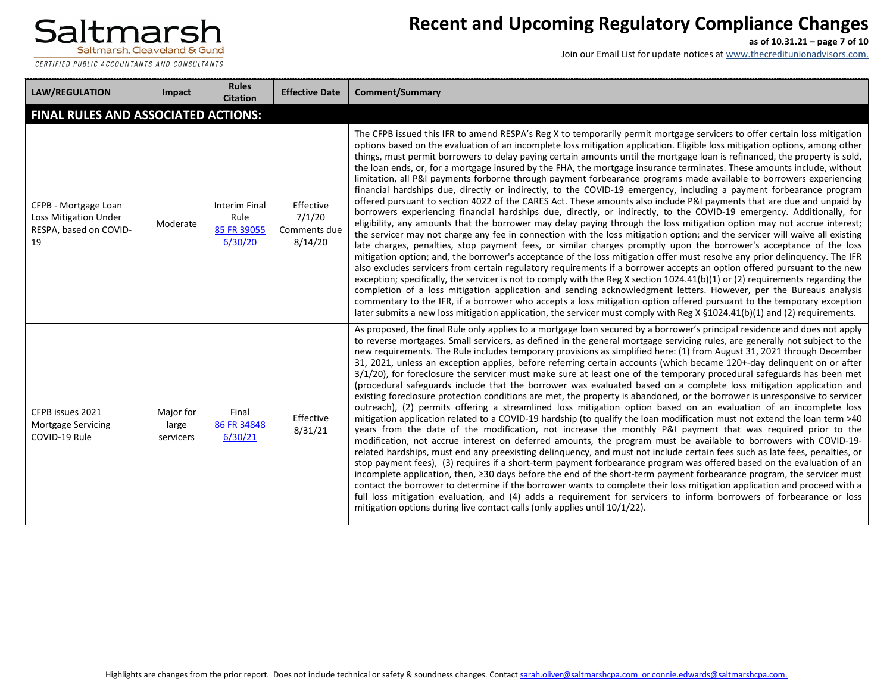| LAW/REGULATION | Impact | Rules Citation | Effective Date | Comment/Summary |
|---|---|---|---|---|
| **FINAL RULES AND ASSOCIATED ACTIONS:** | | | | |
| CFPB - Mortgage Loan Loss Mitigation Under RESPA, based on COVID-19 | Moderate | Interim Final Rule [85 FR 39055](85 FR 39055) [6/30/20](6/30/20) | Effective 7/1/20 Comments due 8/14/20 | The CFPB issued this IFR to amend RESPA's Reg X to temporarily permit mortgage servicers to offer certain loss mitigation options based on the evaluation of an incomplete loss mitigation application. Eligible loss mitigation options, among other things, must permit borrowers to delay paying certain amounts until the mortgage loan is refinanced, the property is sold, the loan ends, or, for a mortgage insured by the FHA, the mortgage insurance terminates. These amounts include, without limitation, all P&I payments forborne through payment forbearance programs made available to borrowers experiencing financial hardships due, directly or indirectly, to the COVID-19 emergency, including a payment forbearance program offered pursuant to section 4022 of the CARES Act. These amounts also include P&I payments that are due and unpaid by borrowers experiencing financial hardships due, directly, or indirectly, to the COVID-19 emergency. Additionally, for eligibility, any amounts that the borrower may delay paying through the loss mitigation option may not accrue interest; the servicer may not charge any fee in connection with the loss mitigation option; and the servicer will waive all existing late charges, penalties, stop payment fees, or similar charges promptly upon the borrower's acceptance of the loss mitigation option; and, the borrower's acceptance of the loss mitigation offer must resolve any prior delinquency. The IFR also excludes servicers from certain regulatory requirements if a borrower accepts an option offered pursuant to the new exception; specifically, the servicer is not to comply with the Reg X section 1024.41(b)(1) or (2) requirements regarding the completion of a loss mitigation application and sending acknowledgment letters. However, per the Bureaus analysis commentary to the IFR, if a borrower who accepts a loss mitigation option offered pursuant to the temporary exception later submits a new loss mitigation application, the servicer must comply with Reg X §1024.41(b)(1) and (2) requirements. |
| CFPB issues 2021 Mortgage Servicing COVID-19 Rule | Major for large servicers | Final [86 FR 34848](86 FR 34848) [6/30/21](6/30/21) | Effective 8/31/21 | As proposed, the final Rule only applies to a mortgage loan secured by a borrower's principal residence and does not apply to reverse mortgages. Small servicers, as defined in the general mortgage servicing rules, are generally not subject to the new requirements. The Rule includes temporary provisions as simplified here: (1) from August 31, 2021 through December 31, 2021, unless an exception applies, before referring certain accounts (which became 120+-day delinquent on or after 3/1/20), for foreclosure the servicer must make sure at least one of the temporary procedural safeguards has been met (procedural safeguards include that the borrower was evaluated based on a complete loss mitigation application and existing foreclosure protection conditions are met, the property is abandoned, or the borrower is unresponsive to servicer outreach), (2) permits offering a streamlined loss mitigation option based on an evaluation of an incomplete loss mitigation application related to a COVID-19 hardship (to qualify the loan modification must not extend the loan term >40 years from the date of the modification, not increase the monthly P&I payment that was required prior to the modification, not accrue interest on deferred amounts, the program must be available to borrowers with COVID-19-related hardships, must end any preexisting delinquency, and must not include certain fees such as late fees, penalties, or stop payment fees), (3) requires if a short-term payment forbearance program was offered based on the evaluation of an incomplete application, then, ≥30 days before the end of the short-term payment forbearance program, the servicer must contact the borrower to determine if the borrower wants to complete their loss mitigation application and proceed with a full loss mitigation evaluation, and (4) adds a requirement for servicers to inform borrowers of forbearance or loss mitigation options during live contact calls (only applies until 10/1/22). |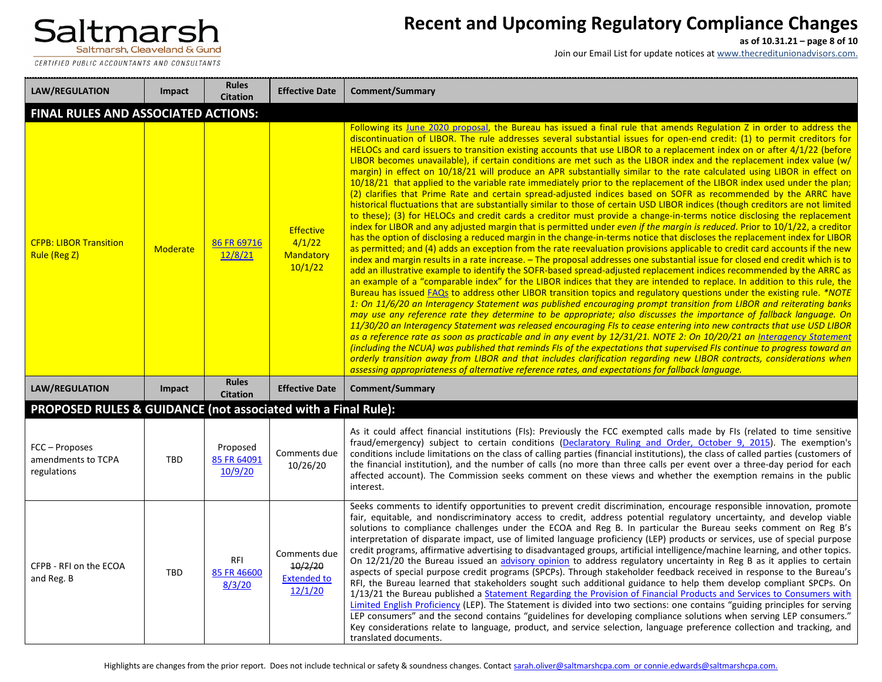| LAW/REGULATION | Impact | Rules Citation | Effective Date | Comment/Summary |
|---|---|---|---|---|
| **FINAL RULES AND ASSOCIATED ACTIONS:** | | | | |
| CFPB: LIBOR Transition Rule (Reg Z) | Moderate | 86 FR 69716 12/8/21 | Effective 4/1/22 Mandatory 10/1/22 | Following its June 2020 proposal, the Bureau has issued a final rule that amends Regulation Z in order to address the discontinuation of LIBOR. The rule addresses several substantial issues for open-end credit: (1) to permit creditors for HELOCs and card issuers to transition existing accounts that use LIBOR to a replacement index on or after 4/1/22 (before LIBOR becomes unavailable), if certain conditions are met such as the LIBOR index and the replacement index value (w/ margin) in effect on 10/18/21 will produce an APR substantially similar to the rate calculated using LIBOR in effect on 10/18/21 that applied to the variable rate immediately prior to the replacement of the LIBOR index used under the plan; (2) clarifies that Prime Rate and certain spread-adjusted indices based on SOFR as recommended by the ARRC have historical fluctuations that are substantially similar to those of certain USD LIBOR indices (though creditors are not limited to these); (3) for HELOCs and credit cards a creditor must provide a change-in-terms notice disclosing the replacement index for LIBOR and any adjusted margin that is permitted under *even if the margin is reduced*. Prior to 10/1/22, a creditor has the option of disclosing a reduced margin in the change-in-terms notice that discloses the replacement index for LIBOR as permitted; and (4) adds an exception from the rate reevaluation provisions applicable to credit card accounts if the new index and margin results in a rate increase. – The proposal addresses one substantial issue for closed end credit which is to add an illustrative example to identify the SOFR-based spread-adjusted replacement indices recommended by the ARRC as an example of a "comparable index" for the LIBOR indices that they are intended to replace. In addition to this rule, the Bureau has issued FAQs to address other LIBOR transition topics and regulatory questions under the existing rule. *\*NOTE 1: On 11/6/20 an Interagency Statement was published encouraging prompt transition from LIBOR and reiterating banks may use any reference rate they determine to be appropriate; also discusses the importance of fallback language. On 11/30/20 an Interagency Statement was released encouraging FIs to cease entering into new contracts that use USD LIBOR as a reference rate as soon as practicable and in any event by 12/31/21. NOTE 2: On 10/20/21 an Interagency Statement (including the NCUA) was published that reminds FIs of the expectations that supervised FIs continue to progress toward an orderly transition away from LIBOR and that includes clarification regarding new LIBOR contracts, considerations when assessing appropriateness of alternative reference rates, and expectations for fallback language.* |
| **LAW/REGULATION** | **Impact** | **Rules Citation** | **Effective Date** | **Comment/Summary** |
| **PROPOSED RULES & GUIDANCE (not associated with a Final Rule):** | | | | |
| FCC – Proposes amendments to TCPA regulations | TBD | Proposed 85 FR 64091 10/9/20 | Comments due 10/26/20 | As it could affect financial institutions (FIs): Previously the FCC exempted calls made by FIs (related to time sensitive fraud/emergency) subject to certain conditions (Declaratory Ruling and Order, October 9, 2015). The exemption's conditions include limitations on the class of calling parties (financial institutions), the class of called parties (customers of the financial institution), and the number of calls (no more than three calls per event over a three-day period for each affected account). The Commission seeks comment on these views and whether the exemption remains in the public interest. |
| CFPB - RFI on the ECOA and Reg. B | TBD | RFI 85 FR 46600 8/3/20 | Comments due ~~10/2/20~~ Extended to 12/1/20 | Seeks comments to identify opportunities to prevent credit discrimination, encourage responsible innovation, promote fair, equitable, and nondiscriminatory access to credit, address potential regulatory uncertainty, and develop viable solutions to compliance challenges under the ECOA and Reg B. In particular the Bureau seeks comment on Reg B's interpretation of disparate impact, use of limited language proficiency (LEP) products or services, use of special purpose credit programs, affirmative advertising to disadvantaged groups, artificial intelligence/machine learning, and other topics. On 12/21/20 the Bureau issued an advisory opinion to address regulatory uncertainty in Reg B as it applies to certain aspects of special purpose credit programs (SPCPs). Through stakeholder feedback received in response to the Bureau's RFI, the Bureau learned that stakeholders sought such additional guidance to help them develop compliant SPCPs. On 1/13/21 the Bureau published a Statement Regarding the Provision of Financial Products and Services to Consumers with Limited English Proficiency (LEP). The Statement is divided into two sections: one contains "guiding principles for serving LEP consumers" and the second contains "guidelines for developing compliance solutions when serving LEP consumers." Key considerations relate to language, product, and service selection, language preference collection and tracking, and translated documents. |

Highlights are changes from the prior report. Does not include technical or safety & soundness changes. Contact sarah.oliver@saltmarshcpa.com or connie.edwards@saltmarshcpa.com.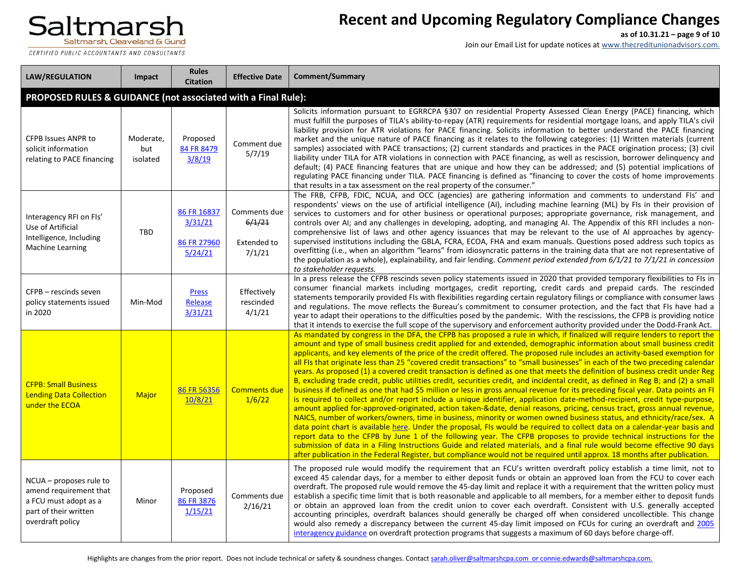# Recent and Upcoming Regulatory Compliance Changes

**as of 10.31.21 – page 9 of 10**

Join our Email List for update notices at www.thecreditunionadvisors.com.

| LAW/REGULATION | Impact | Rules Citation | Effective Date | Comment/Summary |
|---|---|---|---|---|
| **PROPOSED RULES & GUIDANCE (not associated with a Final Rule):** | | | | |
| CFPB Issues ANPR to solicit information relating to PACE financing | Moderate, but isolated | Proposed 84 FR 8479 3/8/19 | Comment due 5/7/19 | Solicits information pursuant to EGRRCPA §307 on residential Property Assessed Clean Energy (PACE) financing, which must fulfill the purposes of TILA's ability-to-repay (ATR) requirements for residential mortgage loans, and apply TILA's civil liability provision for ATR violations for PACE financing. Solicits information to better understand the PACE financing market and the unique nature of PACE financing as it relates to the following categories: (1) Written materials (current samples) associated with PACE transactions; (2) current standards and practices in the PACE origination process; (3) civil liability under TILA for ATR violations in connection with PACE financing, as well as rescission, borrower delinquency and default; (4) PACE financing features that are unique and how they can be addressed; and (5) potential implications of regulating PACE financing under TILA. PACE financing is defined as "financing to cover the costs of home improvements that results in a tax assessment on the real property of the consumer." |
| Interagency RFI on FIs' Use of Artificial Intelligence, Including Machine Learning | TBD | 86 FR 16837 3/31/21<br><br>86 FR 27960 5/24/21 | Comments due ~~6/1/21~~<br><br>Extended to 7/1/21 | The FRB, CFPB, FDIC, NCUA, and OCC (agencies) are gathering information and comments to understand FIs' and respondents' views on the use of artificial intelligence (AI), including machine learning (ML) by FIs in their provision of services to customers and for other business or operational purposes; appropriate governance, risk management, and controls over AI; and any challenges in developing, adopting, and managing AI. The Appendix of this RFI includes a non-comprehensive list of laws and other agency issuances that may be relevant to the use of AI approaches by agency-supervised institutions including the GBLA, FCRA, ECOA, FHA and exam manuals. Questions posed address such topics as overfitting (i.e., when an algorithm "learns" from idiosyncratic patterns in the training data that are not representative of the population as a whole), explainability, and fair lending. *Comment period extended from 6/1/21 to 7/1/21 in concession to stakeholder requests.* |
| CFPB – rescinds seven policy statements issued in 2020 | Min-Mod | Press Release 3/31/21 | Effectively rescinded 4/1/21 | In a press release the CFPB rescinds seven policy statements issued in 2020 that provided temporary flexibilities to FIs in consumer financial markets including mortgages, credit reporting, credit cards and prepaid cards. The rescinded statements temporarily provided FIs with flexibilities regarding certain regulatory filings or compliance with consumer laws and regulations. The move reflects the Bureau's commitment to consumer protection, and the fact that FIs have had a year to adapt their operations to the difficulties posed by the pandemic. With the rescissions, the CFPB is providing notice that it intends to exercise the full scope of the supervisory and enforcement authority provided under the Dodd-Frank Act. |
| CFPB: Small Business Lending Data Collection under the ECOA | Major | 86 FR 56356 10/8/21 | Comments due 1/6/22 | As mandated by congress in the DFA, the CFPB has proposed a rule in which, if finalized will require lenders to report the amount and type of small business credit applied for and extended, demographic information about small business credit applicants, and key elements of the price of the credit offered. The proposed rule includes an activity-based exemption for all FIs that originate less than 25 "covered credit transactions" to "small businesses" in each of the two preceding calendar years. As proposed (1) a covered credit transaction is defined as one that meets the definition of business credit under Reg B, excluding trade credit, public utilities credit, securities credit, and incidental credit, as defined in Reg B; and (2) a small business if defined as one that had $5 million or less in gross annual revenue for its preceding fiscal year. Data points an FI is required to collect and/or report include a unique identifier, application date-method-recipient, credit type-purpose, amount applied for-approved-originated, action taken-&date, denial reasons, pricing, census tract, gross annual revenue, NAICS, number of workers/owners, time in business, minority or women owned business status, and ethnicity/race/sex. A data point chart is available here. Under the proposal, FIs would be required to collect data on a calendar-year basis and report data to the CFPB by June 1 of the following year. The CFPB proposes to provide technical instructions for the submission of data in a Filing Instructions Guide and related materials, and a final rule would become effective 90 days after publication in the Federal Register, but compliance would not be required until approx. 18 months after publication. |
| NCUA – proposes rule to amend requirement that a FCU must adopt as a part of their written overdraft policy | Minor | Proposed 86 FR 3876 1/15/21 | Comments due 2/16/21 | The proposed rule would modify the requirement that an FCU's written overdraft policy establish a time limit, not to exceed 45 calendar days, for a member to either deposit funds or obtain an approved loan from the FCU to cover each overdraft. The proposed rule would remove the 45-day limit and replace it with a requirement that the written policy must establish a specific time limit that is both reasonable and applicable to all members, for a member either to deposit funds or obtain an approved loan from the credit union to cover each overdraft. Consistent with U.S. generally accepted accounting principles, overdraft balances should generally be charged off when considered uncollectible. This change would also remedy a discrepancy between the current 45-day limit imposed on FCUs for curing an overdraft and 2005 interagency guidance on overdraft protection programs that suggests a maximum of 60 days before charge-off. |

Highlights are changes from the prior report. Does not include technical or safety & soundness changes. Contact sarah.oliver@saltmarshcpa.com or connie.edwards@saltmarshcpa.com.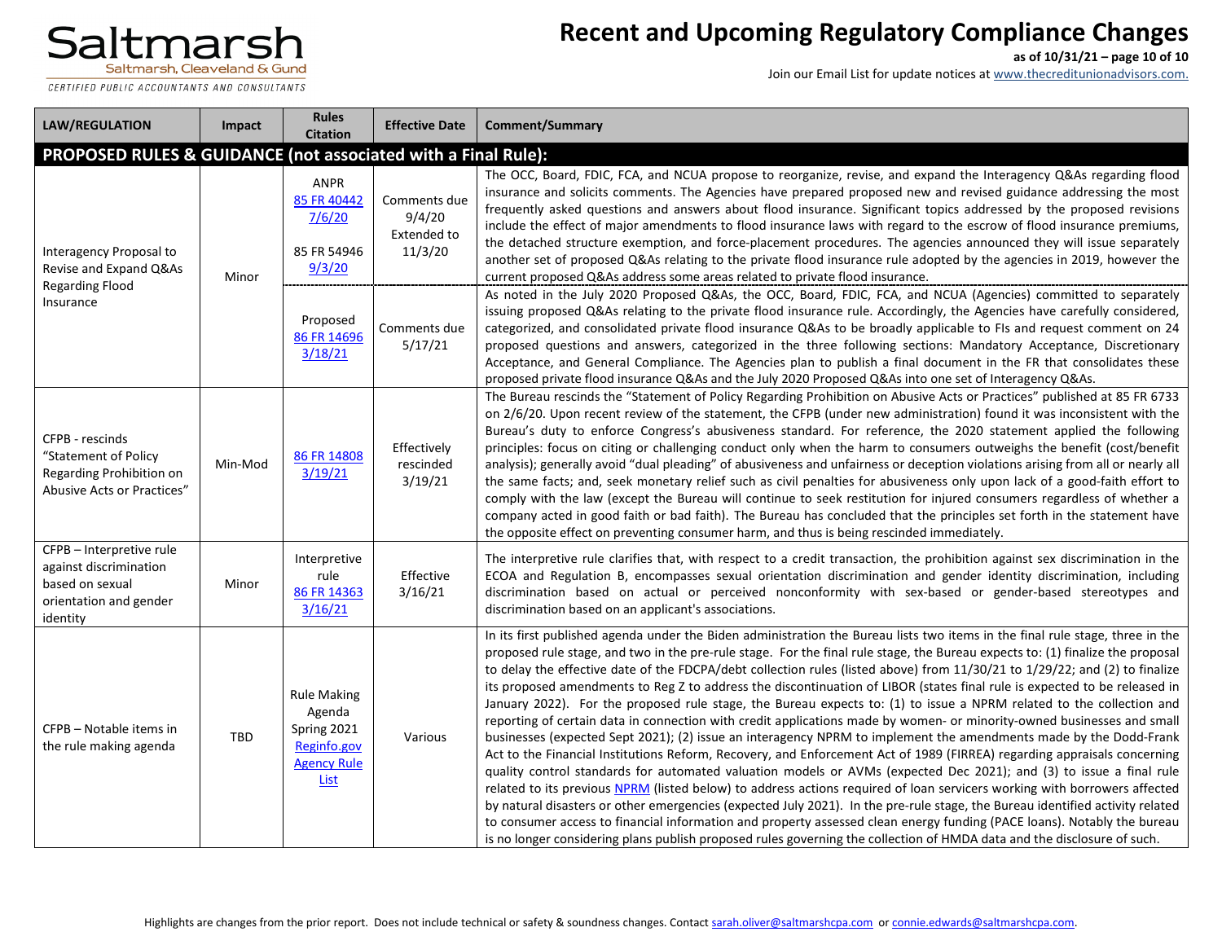| LAW/REGULATION | Impact | Rules Citation | Effective Date | Comment/Summary |
|---|---|---|---|---|
| **PROPOSED RULES & GUIDANCE (not associated with a Final Rule):** | | | | |
| Interagency Proposal to Revise and Expand Q&As Regarding Flood Insurance | Minor | ANPR 85 FR 40442 7/6/20 85 FR 54946 9/3/20 | Comments due 9/4/20 Extended to 11/3/20 | The OCC, Board, FDIC, FCA, and NCUA propose to reorganize, revise, and expand the Interagency Q&As regarding flood insurance and solicits comments. The Agencies have prepared proposed new and revised guidance addressing the most frequently asked questions and answers about flood insurance. Significant topics addressed by the proposed revisions include the effect of major amendments to flood insurance laws with regard to the escrow of flood insurance premiums, the detached structure exemption, and force-placement procedures. The agencies announced they will issue separately another set of proposed Q&As relating to the private flood insurance rule adopted by the agencies in 2019, however the current proposed Q&As address some areas related to private flood insurance. |
| | | Proposed 86 FR 14696 3/18/21 | Comments due 5/17/21 | As noted in the July 2020 Proposed Q&As, the OCC, Board, FDIC, FCA, and NCUA (Agencies) committed to separately issuing proposed Q&As relating to the private flood insurance rule. Accordingly, the Agencies have carefully considered, categorized, and consolidated private flood insurance Q&As to be broadly applicable to FIs and request comment on 24 proposed questions and answers, categorized in the three following sections: Mandatory Acceptance, Discretionary Acceptance, and General Compliance. The Agencies plan to publish a final document in the FR that consolidates these proposed private flood insurance Q&As and the July 2020 Proposed Q&As into one set of Interagency Q&As. |
| CFPB - rescinds "Statement of Policy Regarding Prohibition on Abusive Acts or Practices" | Min-Mod | 86 FR 14808 3/19/21 | Effectively rescinded 3/19/21 | The Bureau rescinds the "Statement of Policy Regarding Prohibition on Abusive Acts or Practices" published at 85 FR 6733 on 2/6/20. Upon recent review of the statement, the CFPB (under new administration) found it was inconsistent with the Bureau's duty to enforce Congress's abusiveness standard. For reference, the 2020 statement applied the following principles: focus on citing or challenging conduct only when the harm to consumers outweighs the benefit (cost/benefit analysis); generally avoid "dual pleading" of abusiveness and unfairness or deception violations arising from all or nearly all the same facts; and, seek monetary relief such as civil penalties for abusiveness only upon lack of a good-faith effort to comply with the law (except the Bureau will continue to seek restitution for injured consumers regardless of whether a company acted in good faith or bad faith). The Bureau has concluded that the principles set forth in the statement have the opposite effect on preventing consumer harm, and thus is being rescinded immediately. |
| CFPB – Interpretive rule against discrimination based on sexual orientation and gender identity | Minor | Interpretive rule 86 FR 14363 3/16/21 | Effective 3/16/21 | The interpretive rule clarifies that, with respect to a credit transaction, the prohibition against sex discrimination in the ECOA and Regulation B, encompasses sexual orientation discrimination and gender identity discrimination, including discrimination based on actual or perceived nonconformity with sex-based or gender-based stereotypes and discrimination based on an applicant's associations. |
| CFPB – Notable items in the rule making agenda | TBD | Rule Making Agenda Spring 2021 Reginfo.gov Agency Rule List | Various | In its first published agenda under the Biden administration the Bureau lists two items in the final rule stage, three in the proposed rule stage, and two in the pre-rule stage. For the final rule stage, the Bureau expects to: (1) finalize the proposal to delay the effective date of the FDCPA/debt collection rules (listed above) from 11/30/21 to 1/29/22; and (2) to finalize its proposed amendments to Reg Z to address the discontinuation of LIBOR (states final rule is expected to be released in January 2022). For the proposed rule stage, the Bureau expects to: (1) to issue a NPRM related to the collection and reporting of certain data in connection with credit applications made by women- or minority-owned businesses and small businesses (expected Sept 2021); (2) issue an interagency NPRM to implement the amendments made by the Dodd-Frank Act to the Financial Institutions Reform, Recovery, and Enforcement Act of 1989 (FIRREA) regarding appraisals concerning quality control standards for automated valuation models or AVMs (expected Dec 2021); and (3) to issue a final rule related to its previous NPRM (listed below) to address actions required of loan servicers working with borrowers affected by natural disasters or other emergencies (expected July 2021). In the pre-rule stage, the Bureau identified activity related to consumer access to financial information and property assessed clean energy funding (PACE loans). Notably the bureau is no longer considering plans publish proposed rules governing the collection of HMDA data and the disclosure of such. |

Highlights are changes from the prior report. Does not include technical or safety & soundness changes. Contact sarah.oliver@saltmarshcpa.com or connie.edwards@saltmarshcpa.com.